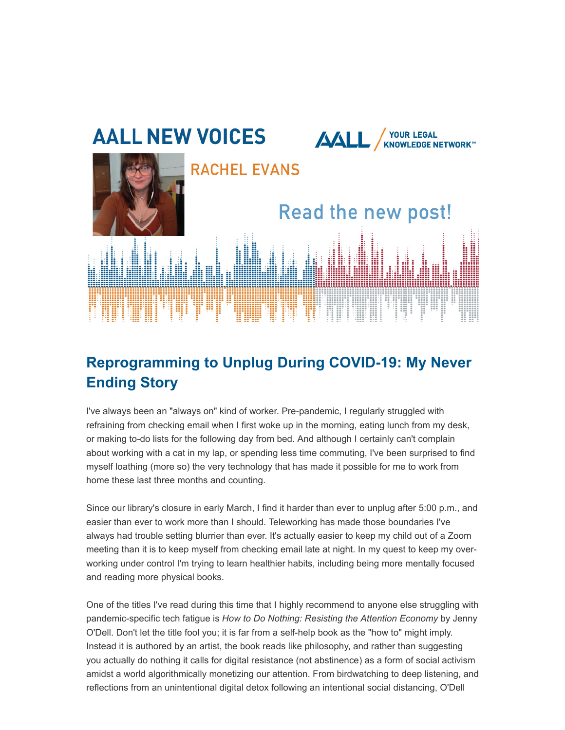AALL NEW VOICES

AALL / YOUR LEGAL KNOWLEDGE NETWORK™

RACHEL EVANS

Read the new post!

## Reprogramming to Unplug During COVID-19: My Never Ending Story

I've always been an "always on" kind of worker. Pre-pandemic, I regularly struggled with refraining from checking email when I first woke up in the morning, eating lunch from my desk, or making to-do lists for the following day from bed. And although I certainly can't complain about working with a cat in my lap, or spending less time commuting, I've been surprised to find myself loathing (more so) the very technology that has made it possible for me to work from home these last three months and counting.

Since our library's closure in early March, I find it harder than ever to unplug after 5:00 p.m., and easier than ever to work more than I should. Teleworking has made those boundaries I've always had trouble setting blurrier than ever. It's actually easier to keep my child out of a Zoom meeting than it is to keep myself from checking email late at night. In my quest to keep my over-working under control I'm trying to learn healthier habits, including being more mentally focused and reading more physical books.

One of the titles I've read during this time that I highly recommend to anyone else struggling with pandemic-specific tech fatigue is *How to Do Nothing: Resisting the Attention Economy* by Jenny O'Dell. Don't let the title fool you; it is far from a self-help book as the "how to" might imply. Instead it is authored by an artist, the book reads like philosophy, and rather than suggesting you actually do nothing it calls for digital resistance (not abstinence) as a form of social activism amidst a world algorithmically monetizing our attention. From birdwatching to deep listening, and reflections from an unintentional digital detox following an intentional social distancing, O'Dell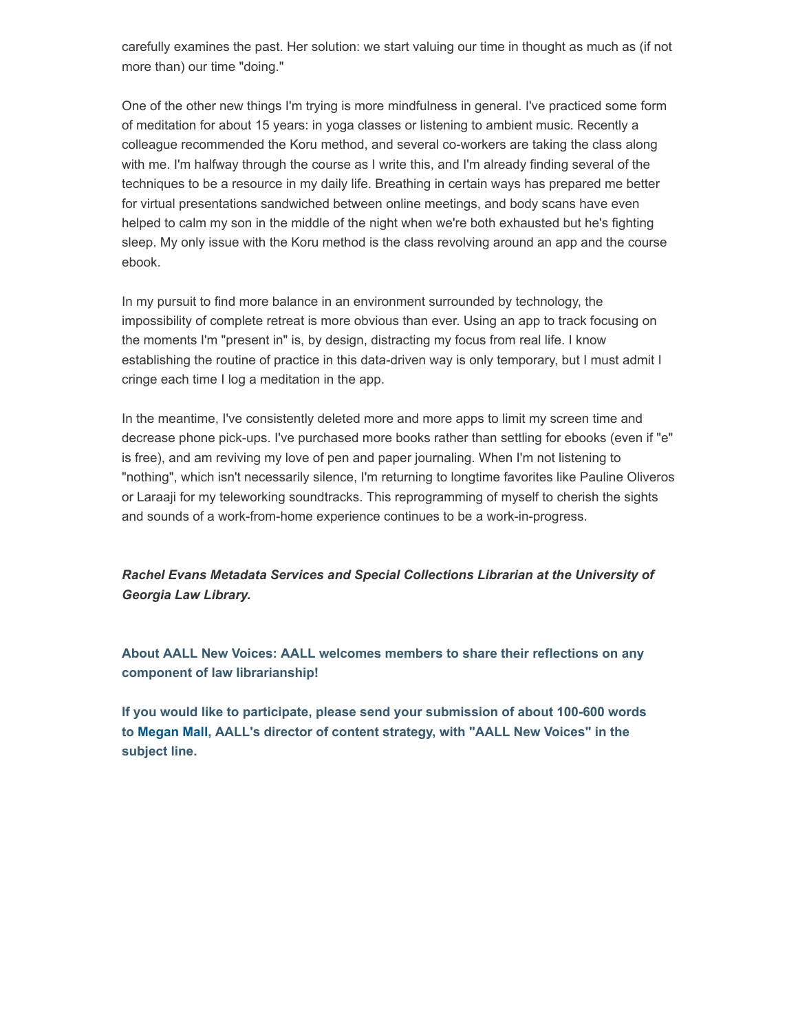carefully examines the past. Her solution: we start valuing our time in thought as much as (if not more than) our time "doing."

One of the other new things I'm trying is more mindfulness in general. I've practiced some form of meditation for about 15 years: in yoga classes or listening to ambient music. Recently a colleague recommended the Koru method, and several co-workers are taking the class along with me. I'm halfway through the course as I write this, and I'm already finding several of the techniques to be a resource in my daily life. Breathing in certain ways has prepared me better for virtual presentations sandwiched between online meetings, and body scans have even helped to calm my son in the middle of the night when we're both exhausted but he's fighting sleep. My only issue with the Koru method is the class revolving around an app and the course ebook.

In my pursuit to find more balance in an environment surrounded by technology, the impossibility of complete retreat is more obvious than ever. Using an app to track focusing on the moments I'm "present in" is, by design, distracting my focus from real life. I know establishing the routine of practice in this data-driven way is only temporary, but I must admit I cringe each time I log a meditation in the app.

In the meantime, I've consistently deleted more and more apps to limit my screen time and decrease phone pick-ups. I've purchased more books rather than settling for ebooks (even if "e" is free), and am reviving my love of pen and paper journaling. When I'm not listening to "nothing", which isn't necessarily silence, I'm returning to longtime favorites like Pauline Oliveros or Laraaji for my teleworking soundtracks. This reprogramming of myself to cherish the sights and sounds of a work-from-home experience continues to be a work-in-progress.

***Rachel Evans Metadata Services and Special Collections Librarian at the University of Georgia Law Library.***

**About AALL New Voices: AALL welcomes members to share their reflections on any component of law librarianship!**

**If you would like to participate, please send your submission of about 100-600 words to Megan Mall, AALL's director of content strategy, with "AALL New Voices" in the subject line.**